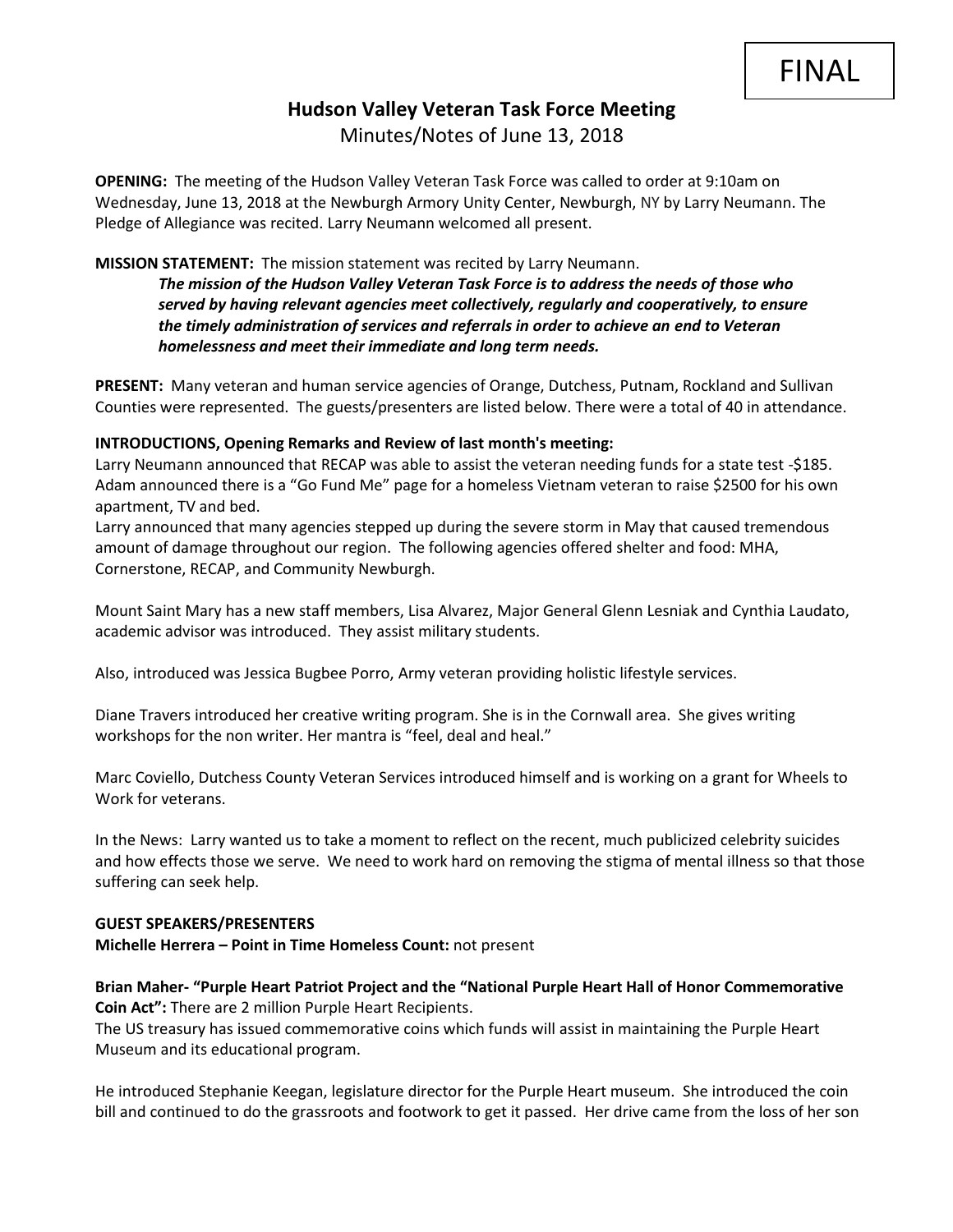FINAL

# Hudson Valley Veteran Task Force Meeting

Minutes/Notes of June 13, 2018

**OPENING:** The meeting of the Hudson Valley Veteran Task Force was called to order at 9:10am on Wednesday, June 13, 2018 at the Newburgh Armory Unity Center, Newburgh, NY by Larry Neumann. The Pledge of Allegiance was recited. Larry Neumann welcomed all present.

**MISSION STATEMENT:** The mission statement was recited by Larry Neumann.

> ***The mission of the Hudson Valley Veteran Task Force is to address the needs of those who served by having relevant agencies meet collectively, regularly and cooperatively, to ensure the timely administration of services and referrals in order to achieve an end to Veteran homelessness and meet their immediate and long term needs.***

**PRESENT:** Many veteran and human service agencies of Orange, Dutchess, Putnam, Rockland and Sullivan Counties were represented. The guests/presenters are listed below. There were a total of 40 in attendance.

**INTRODUCTIONS, Opening Remarks and Review of last month's meeting:**

Larry Neumann announced that RECAP was able to assist the veteran needing funds for a state test -$185. Adam announced there is a "Go Fund Me" page for a homeless Vietnam veteran to raise $2500 for his own apartment, TV and bed.

Larry announced that many agencies stepped up during the severe storm in May that caused tremendous amount of damage throughout our region. The following agencies offered shelter and food: MHA, Cornerstone, RECAP, and Community Newburgh.

Mount Saint Mary has a new staff members, Lisa Alvarez, Major General Glenn Lesniak and Cynthia Laudato, academic advisor was introduced. They assist military students.

Also, introduced was Jessica Bugbee Porro, Army veteran providing holistic lifestyle services.

Diane Travers introduced her creative writing program. She is in the Cornwall area. She gives writing workshops for the non writer. Her mantra is "feel, deal and heal."

Marc Coviello, Dutchess County Veteran Services introduced himself and is working on a grant for Wheels to Work for veterans.

In the News: Larry wanted us to take a moment to reflect on the recent, much publicized celebrity suicides and how effects those we serve. We need to work hard on removing the stigma of mental illness so that those suffering can seek help.

**GUEST SPEAKERS/PRESENTERS**

**Michelle Herrera – Point in Time Homeless Count:** not present

**Brian Maher- "Purple Heart Patriot Project and the "National Purple Heart Hall of Honor Commemorative Coin Act":** There are 2 million Purple Heart Recipients.

The US treasury has issued commemorative coins which funds will assist in maintaining the Purple Heart Museum and its educational program.

He introduced Stephanie Keegan, legislature director for the Purple Heart museum. She introduced the coin bill and continued to do the grassroots and footwork to get it passed. Her drive came from the loss of her son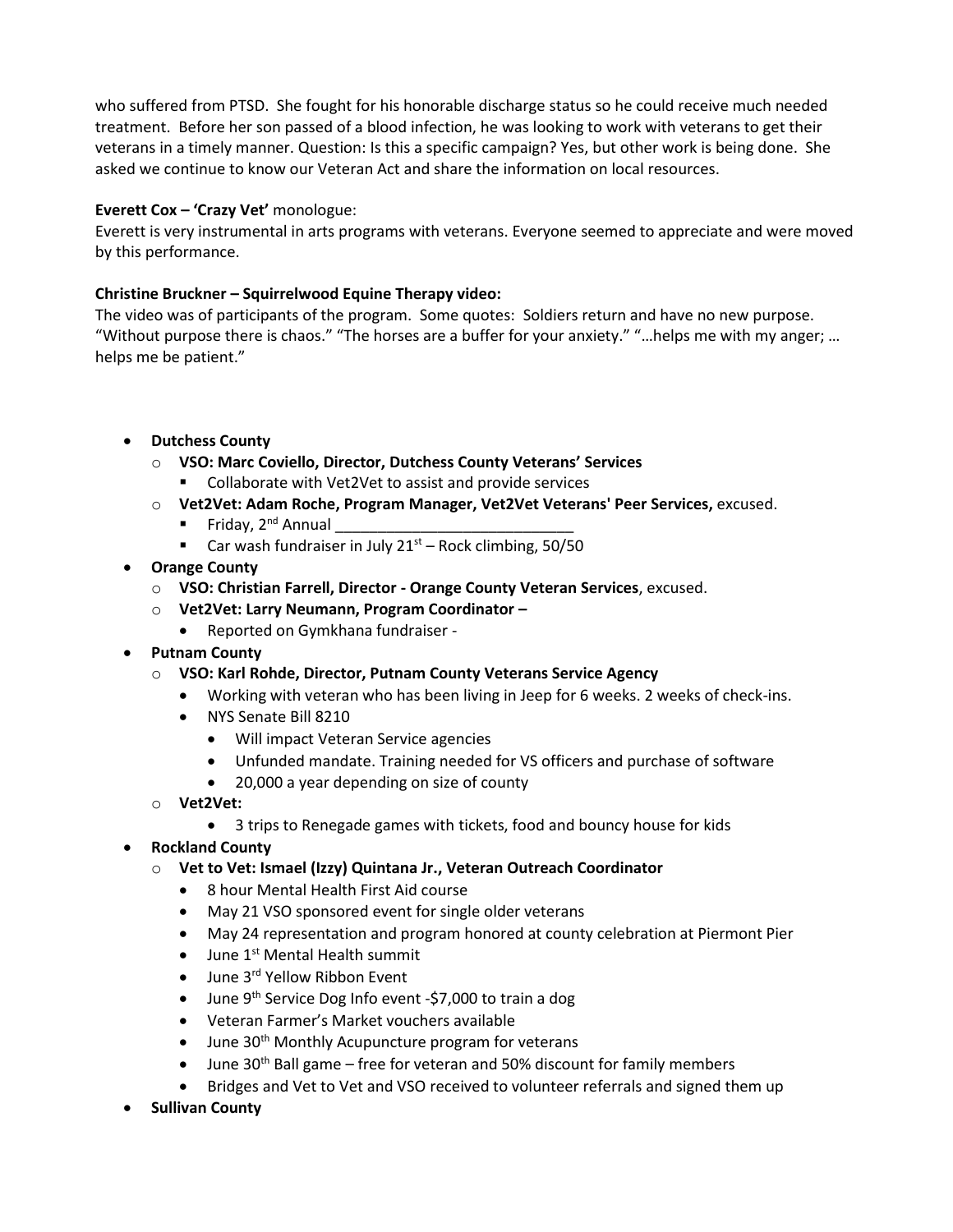who suffered from PTSD. She fought for his honorable discharge status so he could receive much needed treatment. Before her son passed of a blood infection, he was looking to work with veterans to get their veterans in a timely manner. Question: Is this a specific campaign? Yes, but other work is being done. She asked we continue to know our Veteran Act and share the information on local resources.

**Everett Cox – 'Crazy Vet'** monologue:
Everett is very instrumental in arts programs with veterans. Everyone seemed to appreciate and were moved by this performance.

**Christine Bruckner – Squirrelwood Equine Therapy video:**
The video was of participants of the program. Some quotes: Soldiers return and have no new purpose. "Without purpose there is chaos." "The horses are a buffer for your anxiety." "…helps me with my anger; …helps me be patient."

- **Dutchess County**
  - **VSO: Marc Coviello, Director, Dutchess County Veterans' Services**
    - Collaborate with Vet2Vet to assist and provide services
  - **Vet2Vet: Adam Roche, Program Manager, Vet2Vet Veterans' Peer Services,** excused.
    - Friday, 2nd Annual ____________________________
    - Car wash fundraiser in July 21st – Rock climbing, 50/50
- **Orange County**
  - **VSO: Christian Farrell, Director - Orange County Veteran Services**, excused.
  - **Vet2Vet: Larry Neumann, Program Coordinator –**
    - Reported on Gymkhana fundraiser -
- **Putnam County**
  - **VSO: Karl Rohde, Director, Putnam County Veterans Service Agency**
    - Working with veteran who has been living in Jeep for 6 weeks. 2 weeks of check-ins.
    - NYS Senate Bill 8210
      - Will impact Veteran Service agencies
      - Unfunded mandate. Training needed for VS officers and purchase of software
      - 20,000 a year depending on size of county
  - **Vet2Vet:**
    - 3 trips to Renegade games with tickets, food and bouncy house for kids
- **Rockland County**
  - **Vet to Vet: Ismael (Izzy) Quintana Jr., Veteran Outreach Coordinator**
    - 8 hour Mental Health First Aid course
    - May 21 VSO sponsored event for single older veterans
    - May 24 representation and program honored at county celebration at Piermont Pier
    - June 1st Mental Health summit
    - June 3rd Yellow Ribbon Event
    - June 9th Service Dog Info event -$7,000 to train a dog
    - Veteran Farmer's Market vouchers available
    - June 30th Monthly Acupuncture program for veterans
    - June 30th Ball game – free for veteran and 50% discount for family members
    - Bridges and Vet to Vet and VSO received to volunteer referrals and signed them up
- **Sullivan County**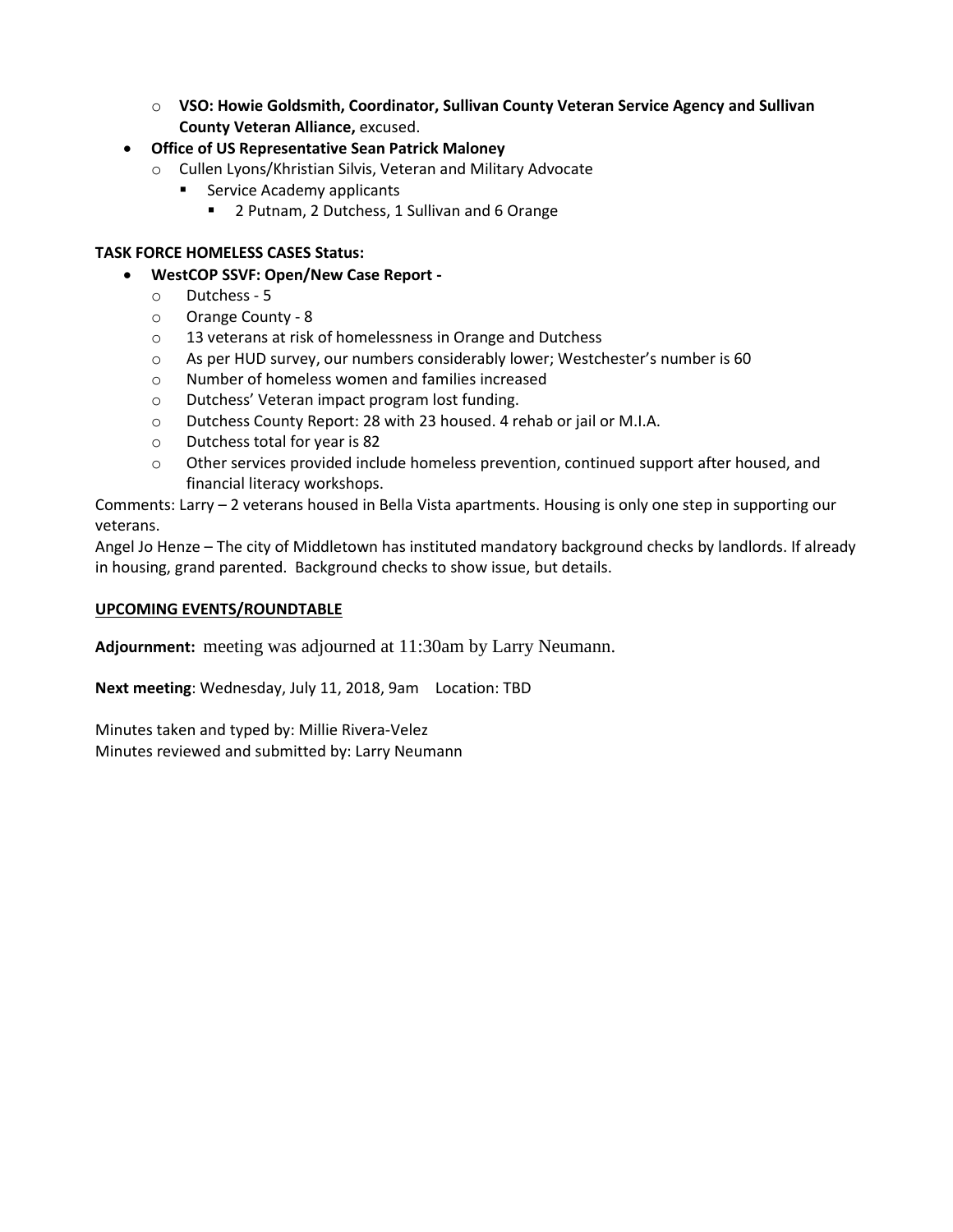- **VSO: Howie Goldsmith, Coordinator, Sullivan County Veteran Service Agency and Sullivan County Veteran Alliance,** excused.

- **Office of US Representative Sean Patrick Maloney**
  - Cullen Lyons/Khristian Silvis, Veteran and Military Advocate
    - Service Academy applicants
      - 2 Putnam, 2 Dutchess, 1 Sullivan and 6 Orange

**TASK FORCE HOMELESS CASES Status:**

- **WestCOP SSVF: Open/New Case Report -**
  - Dutchess - 5
  - Orange County - 8
  - 13 veterans at risk of homelessness in Orange and Dutchess
  - As per HUD survey, our numbers considerably lower; Westchester's number is 60
  - Number of homeless women and families increased
  - Dutchess' Veteran impact program lost funding.
  - Dutchess County Report: 28 with 23 housed. 4 rehab or jail or M.I.A.
  - Dutchess total for year is 82
  - Other services provided include homeless prevention, continued support after housed, and financial literacy workshops.

Comments: Larry – 2 veterans housed in Bella Vista apartments. Housing is only one step in supporting our veterans.

Angel Jo Henze – The city of Middletown has instituted mandatory background checks by landlords. If already in housing, grand parented. Background checks to show issue, but details.

**UPCOMING EVENTS/ROUNDTABLE**

**Adjournment:** meeting was adjourned at 11:30am by Larry Neumann.

**Next meeting**: Wednesday, July 11, 2018, 9am Location: TBD

Minutes taken and typed by: Millie Rivera-Velez
Minutes reviewed and submitted by: Larry Neumann